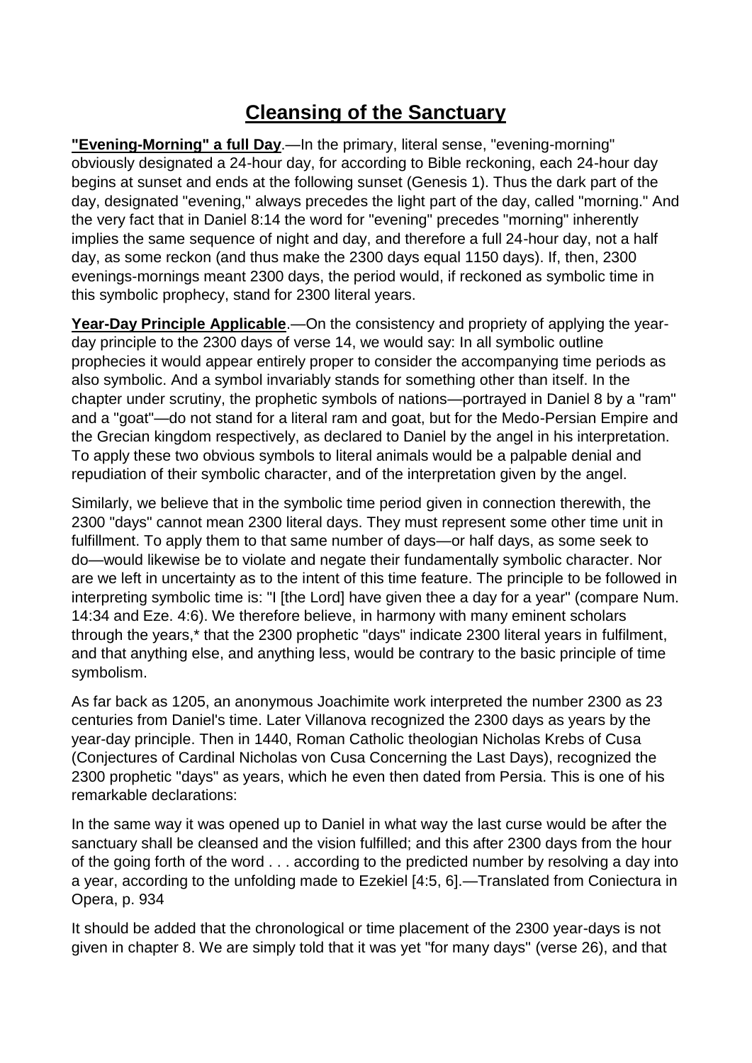# Cleansing of the Sanctuary

**"Evening-Morning" a full Day**.—In the primary, literal sense, "evening-morning" obviously designated a 24-hour day, for according to Bible reckoning, each 24-hour day begins at sunset and ends at the following sunset (Genesis 1). Thus the dark part of the day, designated "evening," always precedes the light part of the day, called "morning." And the very fact that in Daniel 8:14 the word for "evening" precedes "morning" inherently implies the same sequence of night and day, and therefore a full 24-hour day, not a half day, as some reckon (and thus make the 2300 days equal 1150 days). If, then, 2300 evenings-mornings meant 2300 days, the period would, if reckoned as symbolic time in this symbolic prophecy, stand for 2300 literal years.

**Year-Day Principle Applicable**.—On the consistency and propriety of applying the year-day principle to the 2300 days of verse 14, we would say: In all symbolic outline prophecies it would appear entirely proper to consider the accompanying time periods as also symbolic. And a symbol invariably stands for something other than itself. In the chapter under scrutiny, the prophetic symbols of nations—portrayed in Daniel 8 by a "ram" and a "goat"—do not stand for a literal ram and goat, but for the Medo-Persian Empire and the Grecian kingdom respectively, as declared to Daniel by the angel in his interpretation. To apply these two obvious symbols to literal animals would be a palpable denial and repudiation of their symbolic character, and of the interpretation given by the angel.

Similarly, we believe that in the symbolic time period given in connection therewith, the 2300 "days" cannot mean 2300 literal days. They must represent some other time unit in fulfillment. To apply them to that same number of days—or half days, as some seek to do—would likewise be to violate and negate their fundamentally symbolic character. Nor are we left in uncertainty as to the intent of this time feature. The principle to be followed in interpreting symbolic time is: "I [the Lord] have given thee a day for a year" (compare Num. 14:34 and Eze. 4:6). We therefore believe, in harmony with many eminent scholars through the years,* that the 2300 prophetic "days" indicate 2300 literal years in fulfilment, and that anything else, and anything less, would be contrary to the basic principle of time symbolism.

As far back as 1205, an anonymous Joachimite work interpreted the number 2300 as 23 centuries from Daniel's time. Later Villanova recognized the 2300 days as years by the year-day principle. Then in 1440, Roman Catholic theologian Nicholas Krebs of Cusa (Conjectures of Cardinal Nicholas von Cusa Concerning the Last Days), recognized the 2300 prophetic "days" as years, which he even then dated from Persia. This is one of his remarkable declarations:

In the same way it was opened up to Daniel in what way the last curse would be after the sanctuary shall be cleansed and the vision fulfilled; and this after 2300 days from the hour of the going forth of the word . . . according to the predicted number by resolving a day into a year, according to the unfolding made to Ezekiel [4:5, 6].—Translated from Coniectura in Opera, p. 934

It should be added that the chronological or time placement of the 2300 year-days is not given in chapter 8. We are simply told that it was yet "for many days" (verse 26), and that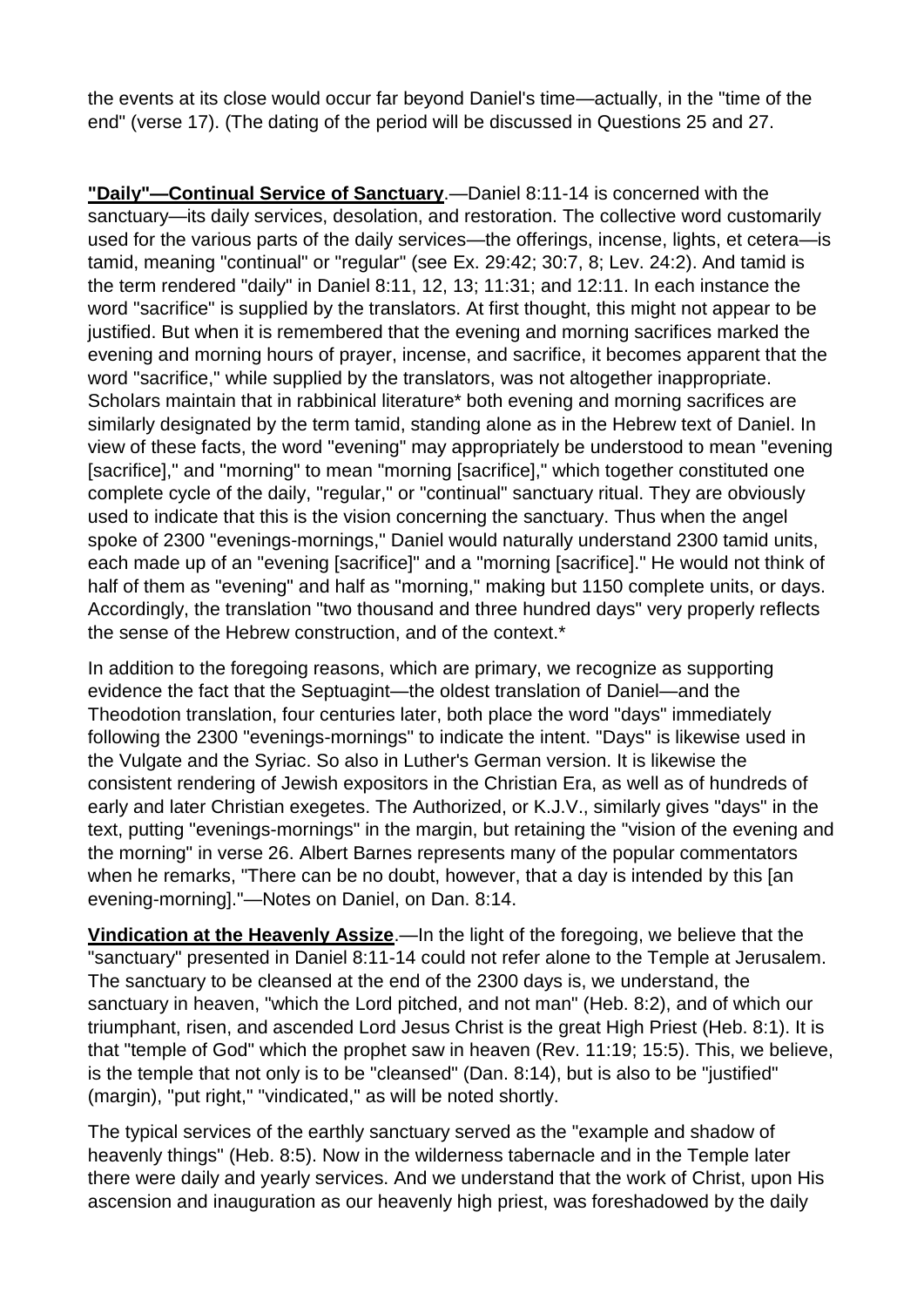the events at its close would occur far beyond Daniel's time—actually, in the "time of the end" (verse 17). (The dating of the period will be discussed in Questions 25 and 27.

**"Daily"—Continual Service of Sanctuary**.—Daniel 8:11-14 is concerned with the sanctuary—its daily services, desolation, and restoration. The collective word customarily used for the various parts of the daily services—the offerings, incense, lights, et cetera—is tamid, meaning "continual" or "regular" (see Ex. 29:42; 30:7, 8; Lev. 24:2). And tamid is the term rendered "daily" in Daniel 8:11, 12, 13; 11:31; and 12:11. In each instance the word "sacrifice" is supplied by the translators. At first thought, this might not appear to be justified. But when it is remembered that the evening and morning sacrifices marked the evening and morning hours of prayer, incense, and sacrifice, it becomes apparent that the word "sacrifice," while supplied by the translators, was not altogether inappropriate. Scholars maintain that in rabbinical literature* both evening and morning sacrifices are similarly designated by the term tamid, standing alone as in the Hebrew text of Daniel. In view of these facts, the word "evening" may appropriately be understood to mean "evening [sacrifice]," and "morning" to mean "morning [sacrifice]," which together constituted one complete cycle of the daily, "regular," or "continual" sanctuary ritual. They are obviously used to indicate that this is the vision concerning the sanctuary. Thus when the angel spoke of 2300 "evenings-mornings," Daniel would naturally understand 2300 tamid units, each made up of an "evening [sacrifice]" and a "morning [sacrifice]." He would not think of half of them as "evening" and half as "morning," making but 1150 complete units, or days. Accordingly, the translation "two thousand and three hundred days" very properly reflects the sense of the Hebrew construction, and of the context.*

In addition to the foregoing reasons, which are primary, we recognize as supporting evidence the fact that the Septuagint—the oldest translation of Daniel—and the Theodotion translation, four centuries later, both place the word "days" immediately following the 2300 "evenings-mornings" to indicate the intent. "Days" is likewise used in the Vulgate and the Syriac. So also in Luther's German version. It is likewise the consistent rendering of Jewish expositors in the Christian Era, as well as of hundreds of early and later Christian exegetes. The Authorized, or K.J.V., similarly gives "days" in the text, putting "evenings-mornings" in the margin, but retaining the "vision of the evening and the morning" in verse 26. Albert Barnes represents many of the popular commentators when he remarks, "There can be no doubt, however, that a day is intended by this [an evening-morning]."—Notes on Daniel, on Dan. 8:14.

**Vindication at the Heavenly Assize**.—In the light of the foregoing, we believe that the "sanctuary" presented in Daniel 8:11-14 could not refer alone to the Temple at Jerusalem. The sanctuary to be cleansed at the end of the 2300 days is, we understand, the sanctuary in heaven, "which the Lord pitched, and not man" (Heb. 8:2), and of which our triumphant, risen, and ascended Lord Jesus Christ is the great High Priest (Heb. 8:1). It is that "temple of God" which the prophet saw in heaven (Rev. 11:19; 15:5). This, we believe, is the temple that not only is to be "cleansed" (Dan. 8:14), but is also to be "justified" (margin), "put right," "vindicated," as will be noted shortly.

The typical services of the earthly sanctuary served as the "example and shadow of heavenly things" (Heb. 8:5). Now in the wilderness tabernacle and in the Temple later there were daily and yearly services. And we understand that the work of Christ, upon His ascension and inauguration as our heavenly high priest, was foreshadowed by the daily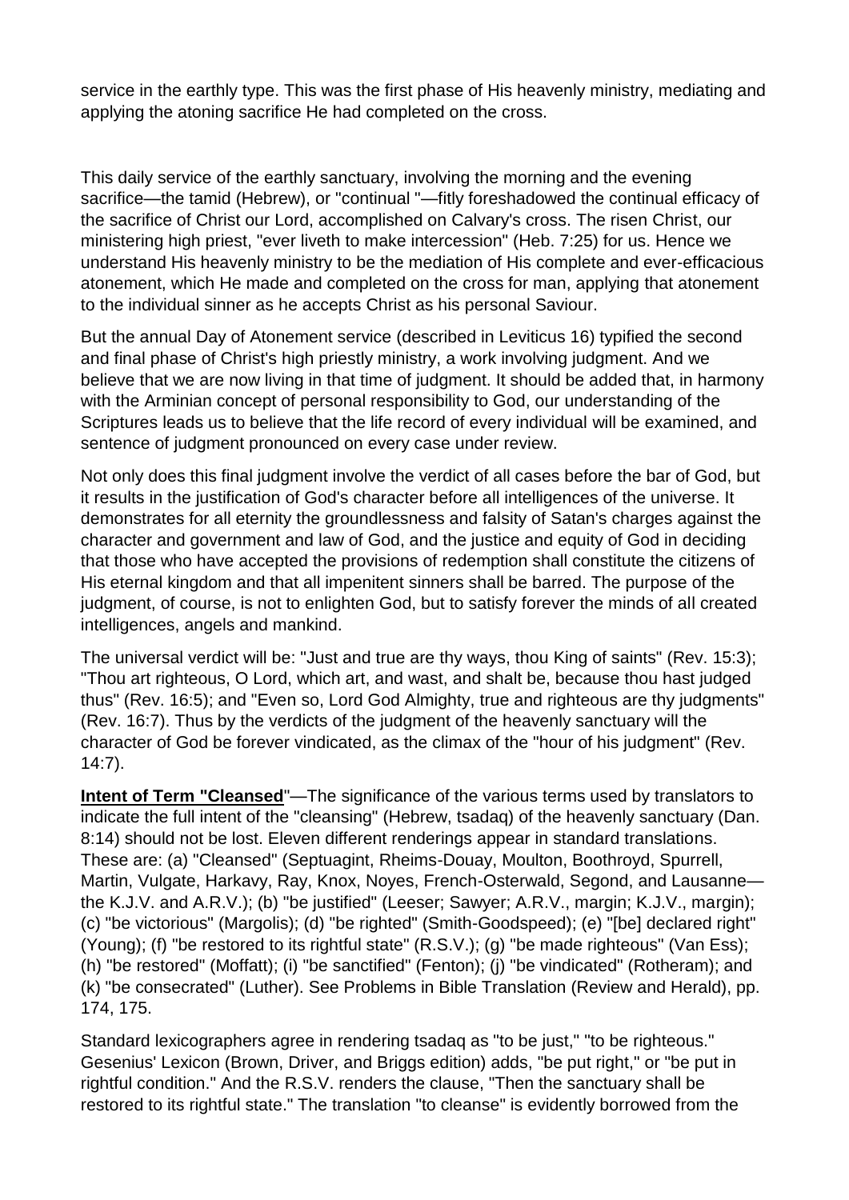service in the earthly type. This was the first phase of His heavenly ministry, mediating and applying the atoning sacrifice He had completed on the cross.

This daily service of the earthly sanctuary, involving the morning and the evening sacrifice—the tamid (Hebrew), or "continual "—fitly foreshadowed the continual efficacy of the sacrifice of Christ our Lord, accomplished on Calvary's cross. The risen Christ, our ministering high priest, "ever liveth to make intercession" (Heb. 7:25) for us. Hence we understand His heavenly ministry to be the mediation of His complete and ever-efficacious atonement, which He made and completed on the cross for man, applying that atonement to the individual sinner as he accepts Christ as his personal Saviour.

But the annual Day of Atonement service (described in Leviticus 16) typified the second and final phase of Christ's high priestly ministry, a work involving judgment. And we believe that we are now living in that time of judgment. It should be added that, in harmony with the Arminian concept of personal responsibility to God, our understanding of the Scriptures leads us to believe that the life record of every individual will be examined, and sentence of judgment pronounced on every case under review.

Not only does this final judgment involve the verdict of all cases before the bar of God, but it results in the justification of God's character before all intelligences of the universe. It demonstrates for all eternity the groundlessness and falsity of Satan's charges against the character and government and law of God, and the justice and equity of God in deciding that those who have accepted the provisions of redemption shall constitute the citizens of His eternal kingdom and that all impenitent sinners shall be barred. The purpose of the judgment, of course, is not to enlighten God, but to satisfy forever the minds of all created intelligences, angels and mankind.

The universal verdict will be: "Just and true are thy ways, thou King of saints" (Rev. 15:3); "Thou art righteous, O Lord, which art, and wast, and shalt be, because thou hast judged thus" (Rev. 16:5); and "Even so, Lord God Almighty, true and righteous are thy judgments" (Rev. 16:7). Thus by the verdicts of the judgment of the heavenly sanctuary will the character of God be forever vindicated, as the climax of the "hour of his judgment" (Rev. 14:7).

**Intent of Term "Cleansed**"—The significance of the various terms used by translators to indicate the full intent of the "cleansing" (Hebrew, tsadaq) of the heavenly sanctuary (Dan. 8:14) should not be lost. Eleven different renderings appear in standard translations. These are: (a) "Cleansed" (Septuagint, Rheims-Douay, Moulton, Boothroyd, Spurrell, Martin, Vulgate, Harkavy, Ray, Knox, Noyes, French-Osterwald, Segond, and Lausanne—the K.J.V. and A.R.V.); (b) "be justified" (Leeser; Sawyer; A.R.V., margin; K.J.V., margin); (c) "be victorious" (Margolis); (d) "be righted" (Smith-Goodspeed); (e) "[be] declared right" (Young); (f) "be restored to its rightful state" (R.S.V.); (g) "be made righteous" (Van Ess); (h) "be restored" (Moffatt); (i) "be sanctified" (Fenton); (j) "be vindicated" (Rotheram); and (k) "be consecrated" (Luther). See Problems in Bible Translation (Review and Herald), pp. 174, 175.

Standard lexicographers agree in rendering tsadaq as "to be just," "to be righteous." Gesenius' Lexicon (Brown, Driver, and Briggs edition) adds, "be put right," or "be put in rightful condition." And the R.S.V. renders the clause, "Then the sanctuary shall be restored to its rightful state." The translation "to cleanse" is evidently borrowed from the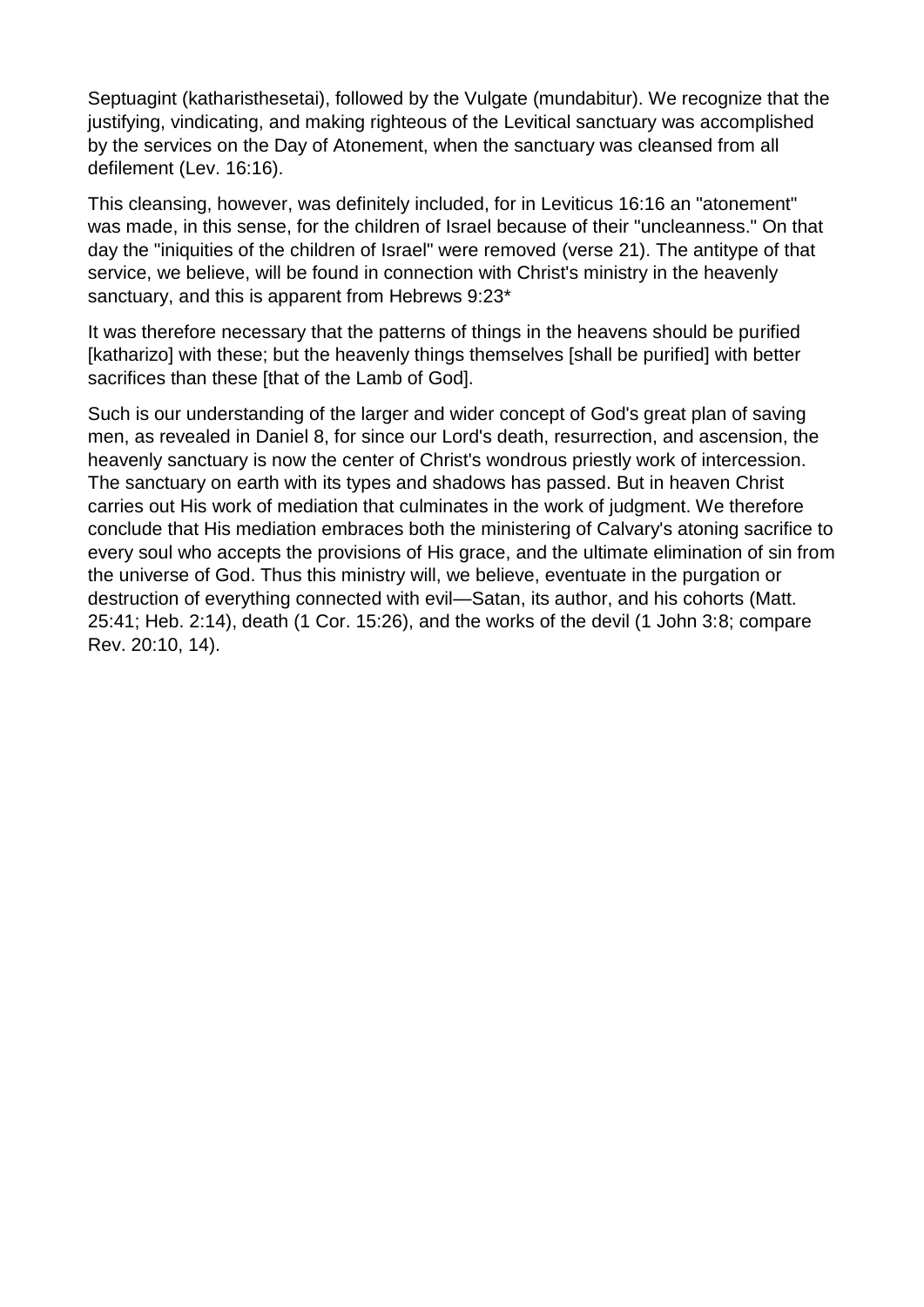Septuagint (katharisthesetai), followed by the Vulgate (mundabitur). We recognize that the justifying, vindicating, and making righteous of the Levitical sanctuary was accomplished by the services on the Day of Atonement, when the sanctuary was cleansed from all defilement (Lev. 16:16).

This cleansing, however, was definitely included, for in Leviticus 16:16 an "atonement" was made, in this sense, for the children of Israel because of their "uncleanness." On that day the "iniquities of the children of Israel" were removed (verse 21). The antitype of that service, we believe, will be found in connection with Christ's ministry in the heavenly sanctuary, and this is apparent from Hebrews 9:23*

It was therefore necessary that the patterns of things in the heavens should be purified [katharizo] with these; but the heavenly things themselves [shall be purified] with better sacrifices than these [that of the Lamb of God].

Such is our understanding of the larger and wider concept of God's great plan of saving men, as revealed in Daniel 8, for since our Lord's death, resurrection, and ascension, the heavenly sanctuary is now the center of Christ's wondrous priestly work of intercession. The sanctuary on earth with its types and shadows has passed. But in heaven Christ carries out His work of mediation that culminates in the work of judgment. We therefore conclude that His mediation embraces both the ministering of Calvary's atoning sacrifice to every soul who accepts the provisions of His grace, and the ultimate elimination of sin from the universe of God. Thus this ministry will, we believe, eventuate in the purgation or destruction of everything connected with evil—Satan, its author, and his cohorts (Matt. 25:41; Heb. 2:14), death (1 Cor. 15:26), and the works of the devil (1 John 3:8; compare Rev. 20:10, 14).